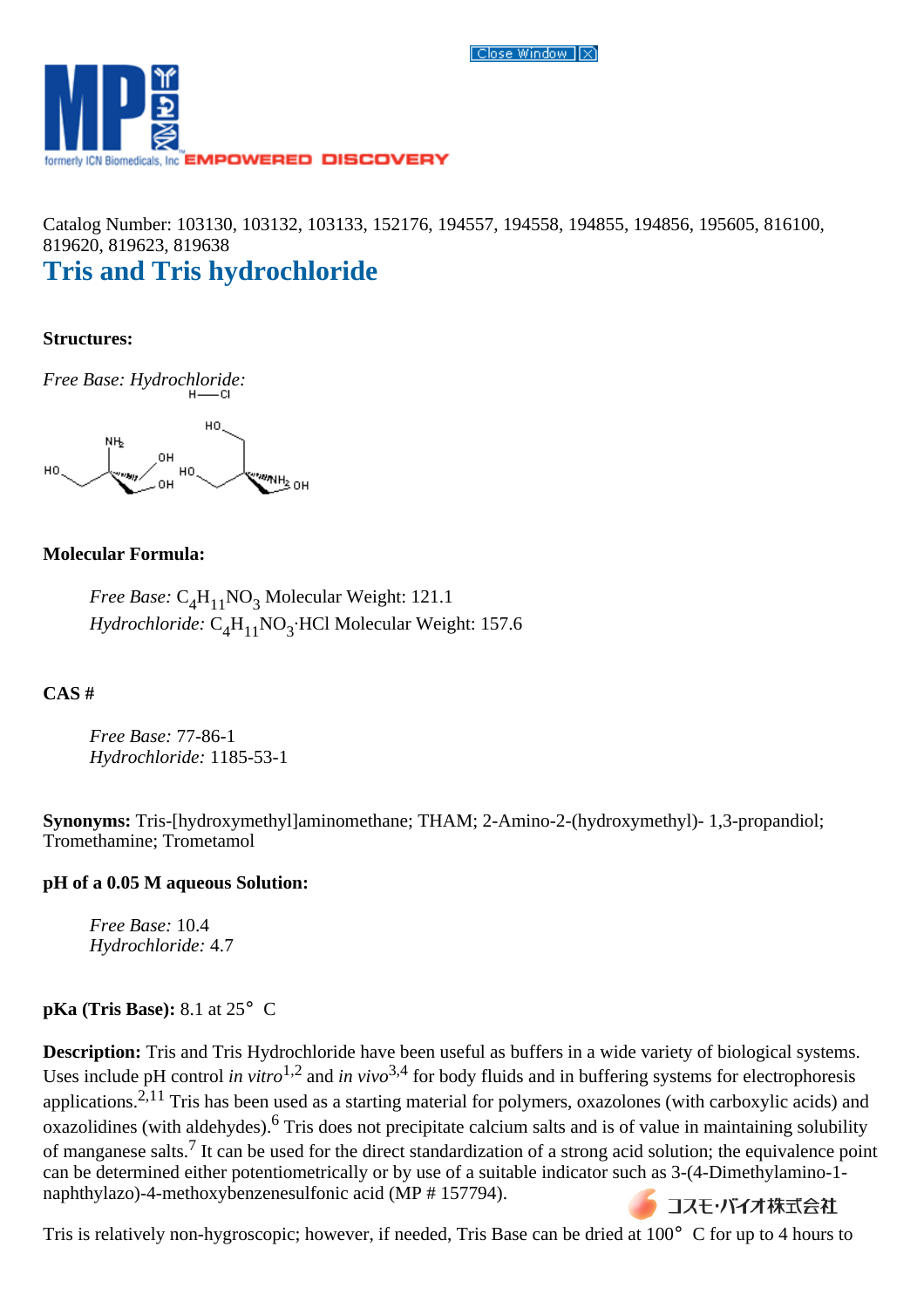Catalog Number: 103130, 103132, 103133, 152176, 194557, 194558, 194855, 194856, 195605, 816100, 819620, 819623, 819638

# Tris and Tris hydrochloride

**Structures:**

*Free Base: Hydrochloride:*

**Molecular Formula:**

*Free Base:* $C_4H_{11}NO_3$ Molecular Weight: 121.1
*Hydrochloride:* $C_4H_{11}NO_3 \cdot HCl$ Molecular Weight: 157.6

**CAS #**

*Free Base:* 77-86-1
*Hydrochloride:* 1185-53-1

**Synonyms:** Tris-[hydroxymethyl]aminomethane; THAM; 2-Amino-2-(hydroxymethyl)- 1,3-propandiol; Tromethamine; Trometamol

**pH of a 0.05 M aqueous Solution:**

*Free Base:* 10.4
*Hydrochloride:* 4.7

**pKa (Tris Base):** 8.1 at 25° C

**Description:** Tris and Tris Hydrochloride have been useful as buffers in a wide variety of biological systems. Uses include pH control *in vitro*[1,2] and *in vivo*[3,4] for body fluids and in buffering systems for electrophoresis applications.[2,11] Tris has been used as a starting material for polymers, oxazolones (with carboxylic acids) and oxazolidines (with aldehydes).[6] Tris does not precipitate calcium salts and is of value in maintaining solubility of manganese salts.[7] It can be used for the direct standardization of a strong acid solution; the equivalence point can be determined either potentiometrically or by use of a suitable indicator such as 3-(4-Dimethylamino-1-naphthylazo)-4-methoxybenzenesulfonic acid (MP # 157794).

Tris is relatively non-hygroscopic; however, if needed, Tris Base can be dried at 100° C for up to 4 hours to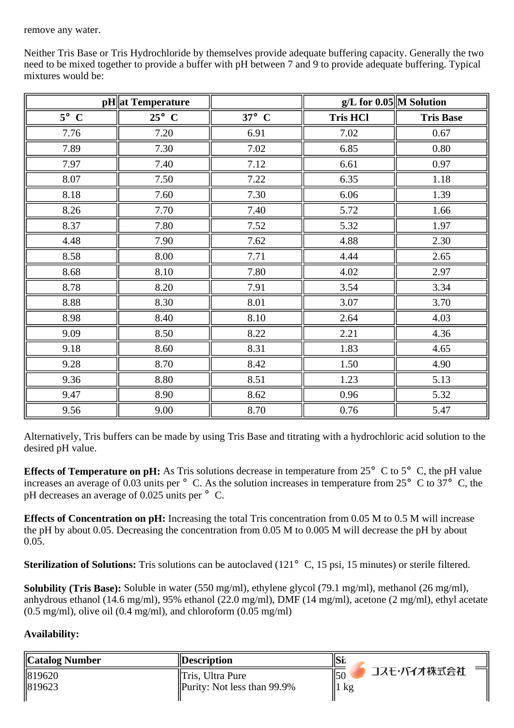remove any water.

Neither Tris Base or Tris Hydrochloride by themselves provide adequate buffering capacity. Generally the two need to be mixed together to provide a buffer with pH between 7 and 9 to provide adequate buffering. Typical mixtures would be:

| pH at Temperature | | | g/L for 0.05 M Solution | |
|---|---|---|---|---|
| **5° C** | **25° C** | **37° C** | **Tris HCl** | **Tris Base** |
| 7.76 | 7.20 | 6.91 | 7.02 | 0.67 |
| 7.89 | 7.30 | 7.02 | 6.85 | 0.80 |
| 7.97 | 7.40 | 7.12 | 6.61 | 0.97 |
| 8.07 | 7.50 | 7.22 | 6.35 | 1.18 |
| 8.18 | 7.60 | 7.30 | 6.06 | 1.39 |
| 8.26 | 7.70 | 7.40 | 5.72 | 1.66 |
| 8.37 | 7.80 | 7.52 | 5.32 | 1.97 |
| 4.48 | 7.90 | 7.62 | 4.88 | 2.30 |
| 8.58 | 8.00 | 7.71 | 4.44 | 2.65 |
| 8.68 | 8.10 | 7.80 | 4.02 | 2.97 |
| 8.78 | 8.20 | 7.91 | 3.54 | 3.34 |
| 8.88 | 8.30 | 8.01 | 3.07 | 3.70 |
| 8.98 | 8.40 | 8.10 | 2.64 | 4.03 |
| 9.09 | 8.50 | 8.22 | 2.21 | 4.36 |
| 9.18 | 8.60 | 8.31 | 1.83 | 4.65 |
| 9.28 | 8.70 | 8.42 | 1.50 | 4.90 |
| 9.36 | 8.80 | 8.51 | 1.23 | 5.13 |
| 9.47 | 8.90 | 8.62 | 0.96 | 5.32 |
| 9.56 | 9.00 | 8.70 | 0.76 | 5.47 |

Alternatively, Tris buffers can be made by using Tris Base and titrating with a hydrochloric acid solution to the desired pH value.

**Effects of Temperature on pH:** As Tris solutions decrease in temperature from 25° C to 5° C, the pH value increases an average of 0.03 units per ° C. As the solution increases in temperature from 25° C to 37° C, the pH decreases an average of 0.025 units per ° C.

**Effects of Concentration on pH:** Increasing the total Tris concentration from 0.05 M to 0.5 M will increase the pH by about 0.05. Decreasing the concentration from 0.05 M to 0.005 M will decrease the pH by about 0.05.

**Sterilization of Solutions:** Tris solutions can be autoclaved (121° C, 15 psi, 15 minutes) or sterile filtered.

**Solubility (Tris Base):** Soluble in water (550 mg/ml), ethylene glycol (79.1 mg/ml), methanol (26 mg/ml), anhydrous ethanol (14.6 mg/ml), 95% ethanol (22.0 mg/ml), DMF (14 mg/ml), acetone (2 mg/ml), ethyl acetate (0.5 mg/ml), olive oil (0.4 mg/ml), and chloroform (0.05 mg/ml)

**Availability:**

| Catalog Number | Description | Size |
|---|---|---|
| 819620<br>819623 | Tris, Ultra Pure<br>Purity: Not less than 99.9% | 50<br>1 kg |

コスモ・バイオ株式会社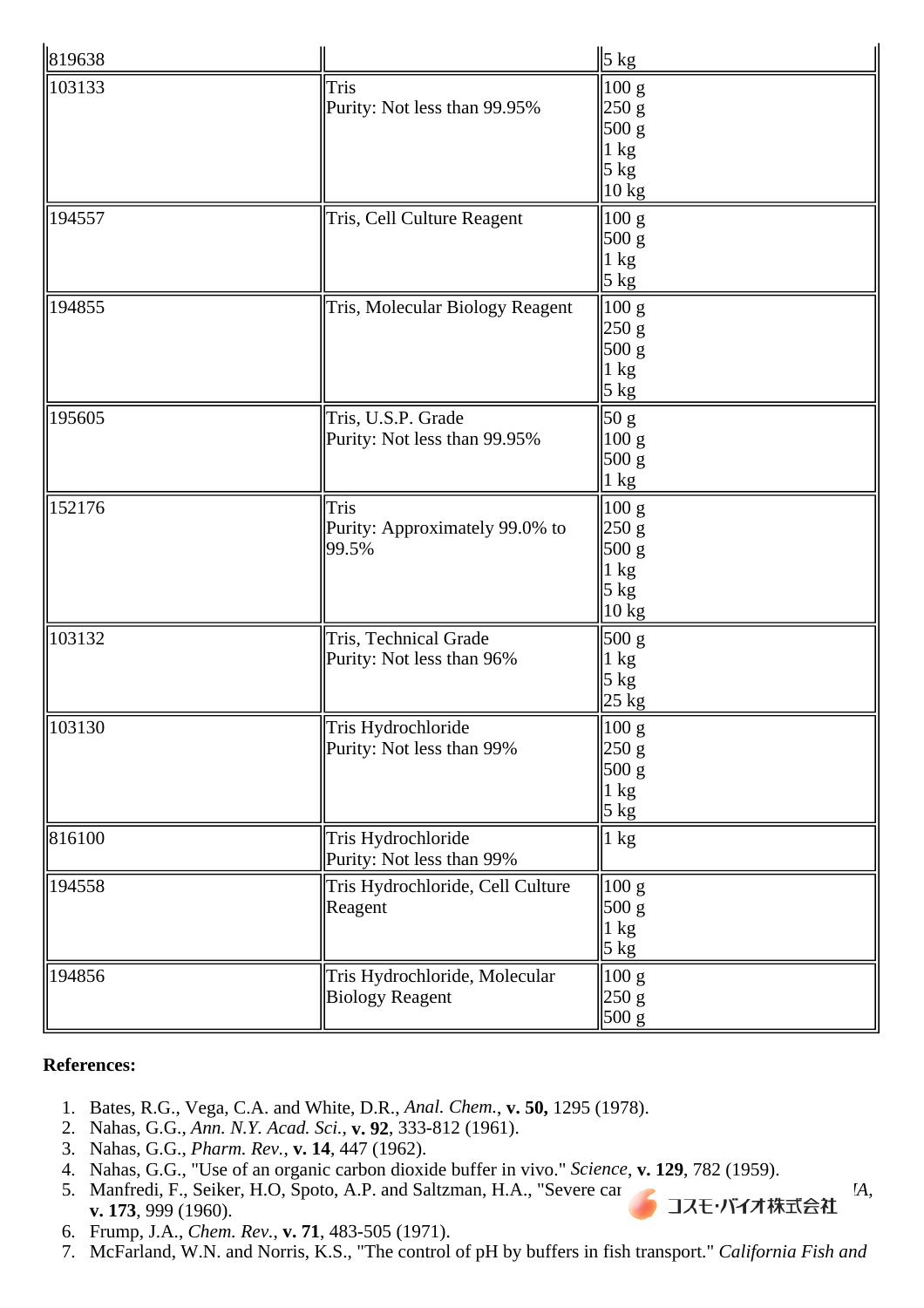| | | |
|---|---|---|
| 819638 | | 5 kg |
| 103133 | Tris<br>Purity: Not less than 99.95% | 100 g<br>250 g<br>500 g<br>1 kg<br>5 kg<br>10 kg |
| 194557 | Tris, Cell Culture Reagent | 100 g<br>500 g<br>1 kg<br>5 kg |
| 194855 | Tris, Molecular Biology Reagent | 100 g<br>250 g<br>500 g<br>1 kg<br>5 kg |
| 195605 | Tris, U.S.P. Grade<br>Purity: Not less than 99.95% | 50 g<br>100 g<br>500 g<br>1 kg |
| 152176 | Tris<br>Purity: Approximately 99.0% to 99.5% | 100 g<br>250 g<br>500 g<br>1 kg<br>5 kg<br>10 kg |
| 103132 | Tris, Technical Grade<br>Purity: Not less than 96% | 500 g<br>1 kg<br>5 kg<br>25 kg |
| 103130 | Tris Hydrochloride<br>Purity: Not less than 99% | 100 g<br>250 g<br>500 g<br>1 kg<br>5 kg |
| 816100 | Tris Hydrochloride<br>Purity: Not less than 99% | 1 kg |
| 194558 | Tris Hydrochloride, Cell Culture Reagent | 100 g<br>500 g<br>1 kg<br>5 kg |
| 194856 | Tris Hydrochloride, Molecular Biology Reagent | 100 g<br>250 g<br>500 g |

**References:**

1. Bates, R.G., Vega, C.A. and White, D.R., *Anal. Chem.*, **v. 50,** 1295 (1978).
2. Nahas, G.G., *Ann. N.Y. Acad. Sci.*, **v. 92**, 333-812 (1961).
3. Nahas, G.G., *Pharm. Rev.*, **v. 14**, 447 (1962).
4. Nahas, G.G., "Use of an organic carbon dioxide buffer in vivo." *Science*, **v. 129**, 782 (1959).
5. Manfredi, F., Seiker, H.O, Spoto, A.P. and Saltzman, H.A., "Severe car ... *IA*, **v. 173**, 999 (1960).
6. Frump, J.A., *Chem. Rev.*, **v. 71**, 483-505 (1971).
7. McFarland, W.N. and Norris, K.S., "The control of pH by buffers in fish transport." *California Fish and*

コスモ·バイオ株式会社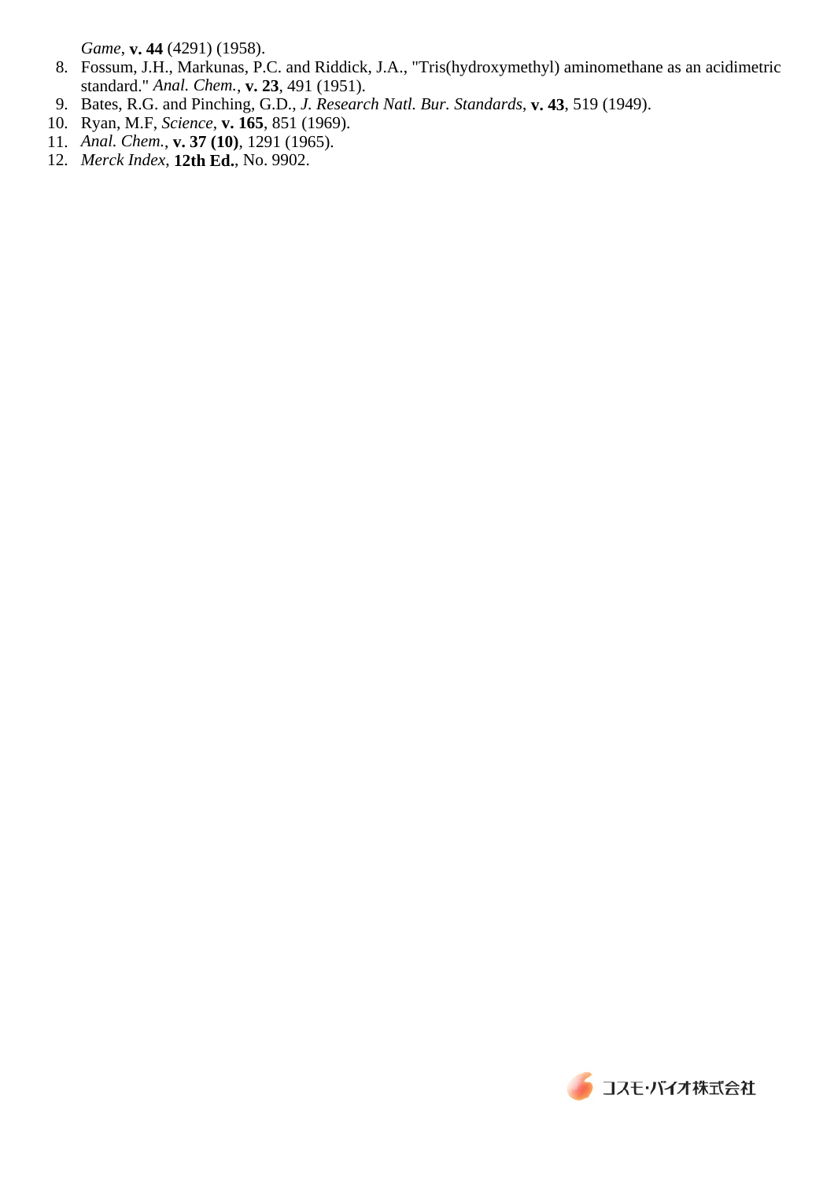*Game*, **v. 44** (4291) (1958).

8. Fossum, J.H., Markunas, P.C. and Riddick, J.A., "Tris(hydroxymethyl) aminomethane as an acidimetric standard." *Anal. Chem.*, **v. 23**, 491 (1951).
9. Bates, R.G. and Pinching, G.D., *J. Research Natl. Bur. Standards*, **v. 43**, 519 (1949).
10. Ryan, M.F, *Science*, **v. 165**, 851 (1969).
11. *Anal. Chem.*, **v. 37 (10)**, 1291 (1965).
12. *Merck Index*, **12th Ed.**, No. 9902.